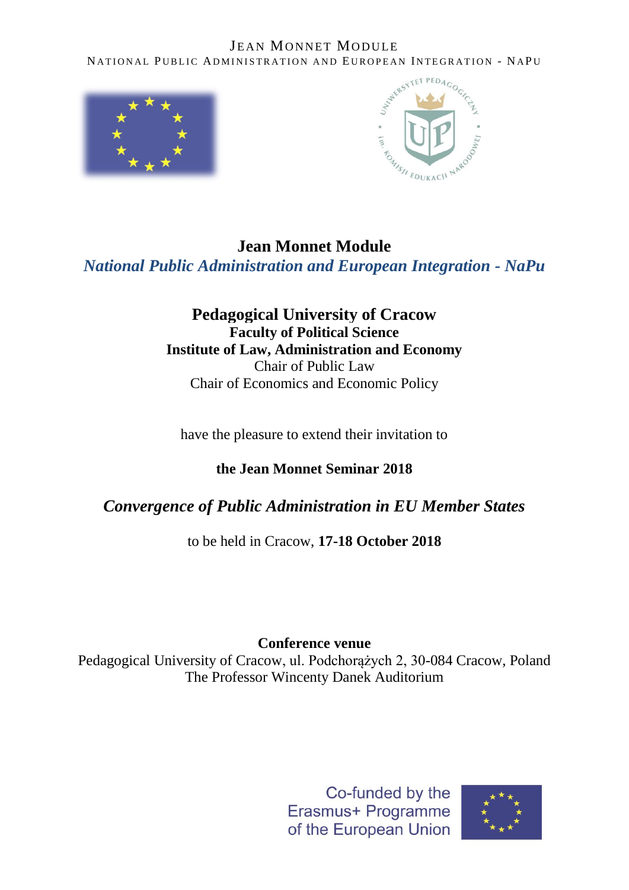JEAN MONNET MODULE
NATIONAL PUBLIC ADMINISTRATION AND EUROPEAN INTEGRATION - NAPU

# Jean Monnet Module

## *National Public Administration and European Integration - NaPu*

**Pedagogical University of Cracow**
**Faculty of Political Science**
**Institute of Law, Administration and Economy**
Chair of Public Law
Chair of Economics and Economic Policy

have the pleasure to extend their invitation to

**the Jean Monnet Seminar 2018**

***Convergence of Public Administration in EU Member States***

to be held in Cracow, **17-18 October 2018**

**Conference venue**
Pedagogical University of Cracow, ul. Podchorążych 2, 30-084 Cracow, Poland
The Professor Wincenty Danek Auditorium

Co-funded by the Erasmus+ Programme of the European Union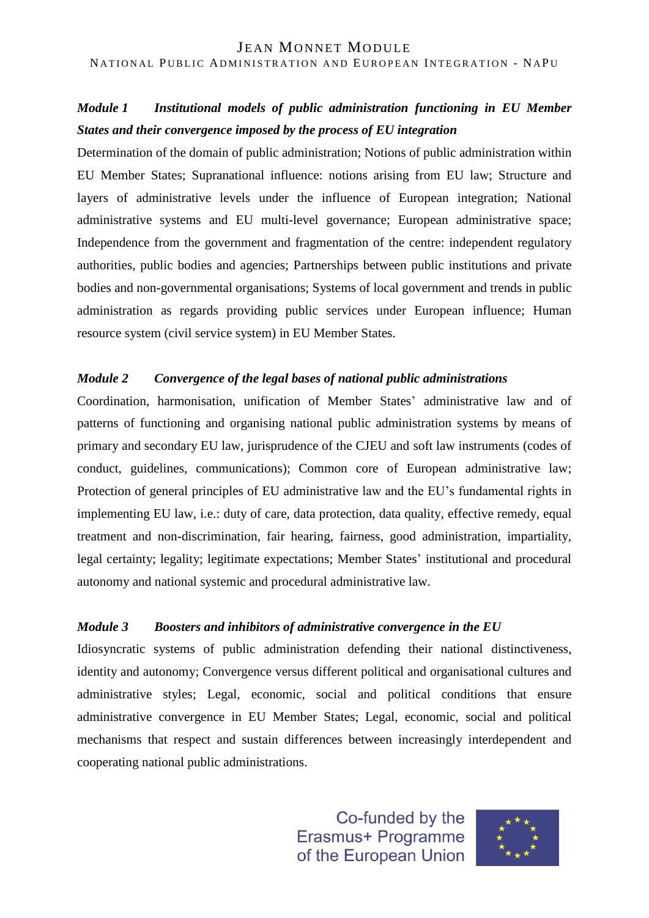### *Module 1 Institutional models of public administration functioning in EU Member States and their convergence imposed by the process of EU integration*

Determination of the domain of public administration; Notions of public administration within EU Member States; Supranational influence: notions arising from EU law; Structure and layers of administrative levels under the influence of European integration; National administrative systems and EU multi-level governance; European administrative space; Independence from the government and fragmentation of the centre: independent regulatory authorities, public bodies and agencies; Partnerships between public institutions and private bodies and non-governmental organisations; Systems of local government and trends in public administration as regards providing public services under European influence; Human resource system (civil service system) in EU Member States.

### *Module 2 Convergence of the legal bases of national public administrations*

Coordination, harmonisation, unification of Member States' administrative law and of patterns of functioning and organising national public administration systems by means of primary and secondary EU law, jurisprudence of the CJEU and soft law instruments (codes of conduct, guidelines, communications); Common core of European administrative law; Protection of general principles of EU administrative law and the EU's fundamental rights in implementing EU law, i.e.: duty of care, data protection, data quality, effective remedy, equal treatment and non-discrimination, fair hearing, fairness, good administration, impartiality, legal certainty; legality; legitimate expectations; Member States' institutional and procedural autonomy and national systemic and procedural administrative law.

### *Module 3 Boosters and inhibitors of administrative convergence in the EU*

Idiosyncratic systems of public administration defending their national distinctiveness, identity and autonomy; Convergence versus different political and organisational cultures and administrative styles; Legal, economic, social and political conditions that ensure administrative convergence in EU Member States; Legal, economic, social and political mechanisms that respect and sustain differences between increasingly interdependent and cooperating national public administrations.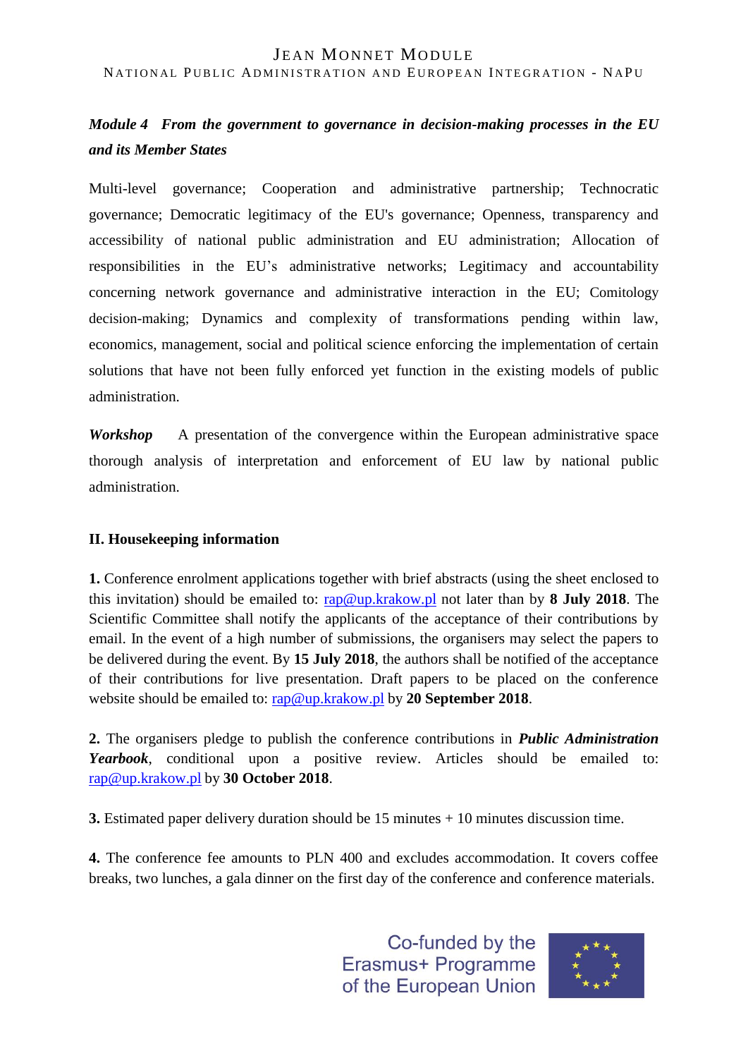***Module 4 From the government to governance in decision-making processes in the EU and its Member States***

Multi-level governance; Cooperation and administrative partnership; Technocratic governance; Democratic legitimacy of the EU's governance; Openness, transparency and accessibility of national public administration and EU administration; Allocation of responsibilities in the EU's administrative networks; Legitimacy and accountability concerning network governance and administrative interaction in the EU; Comitology decision-making; Dynamics and complexity of transformations pending within law, economics, management, social and political science enforcing the implementation of certain solutions that have not been fully enforced yet function in the existing models of public administration.

***Workshop*** A presentation of the convergence within the European administrative space thorough analysis of interpretation and enforcement of EU law by national public administration.

**II. Housekeeping information**

**1.** Conference enrolment applications together with brief abstracts (using the sheet enclosed to this invitation) should be emailed to: rap@up.krakow.pl not later than by **8 July 2018**. The Scientific Committee shall notify the applicants of the acceptance of their contributions by email. In the event of a high number of submissions, the organisers may select the papers to be delivered during the event. By **15 July 2018**, the authors shall be notified of the acceptance of their contributions for live presentation. Draft papers to be placed on the conference website should be emailed to: rap@up.krakow.pl by **20 September 2018**.

**2.** The organisers pledge to publish the conference contributions in ***Public Administration Yearbook***, conditional upon a positive review. Articles should be emailed to: rap@up.krakow.pl by **30 October 2018**.

**3.** Estimated paper delivery duration should be 15 minutes + 10 minutes discussion time.

**4.** The conference fee amounts to PLN 400 and excludes accommodation. It covers coffee breaks, two lunches, a gala dinner on the first day of the conference and conference materials.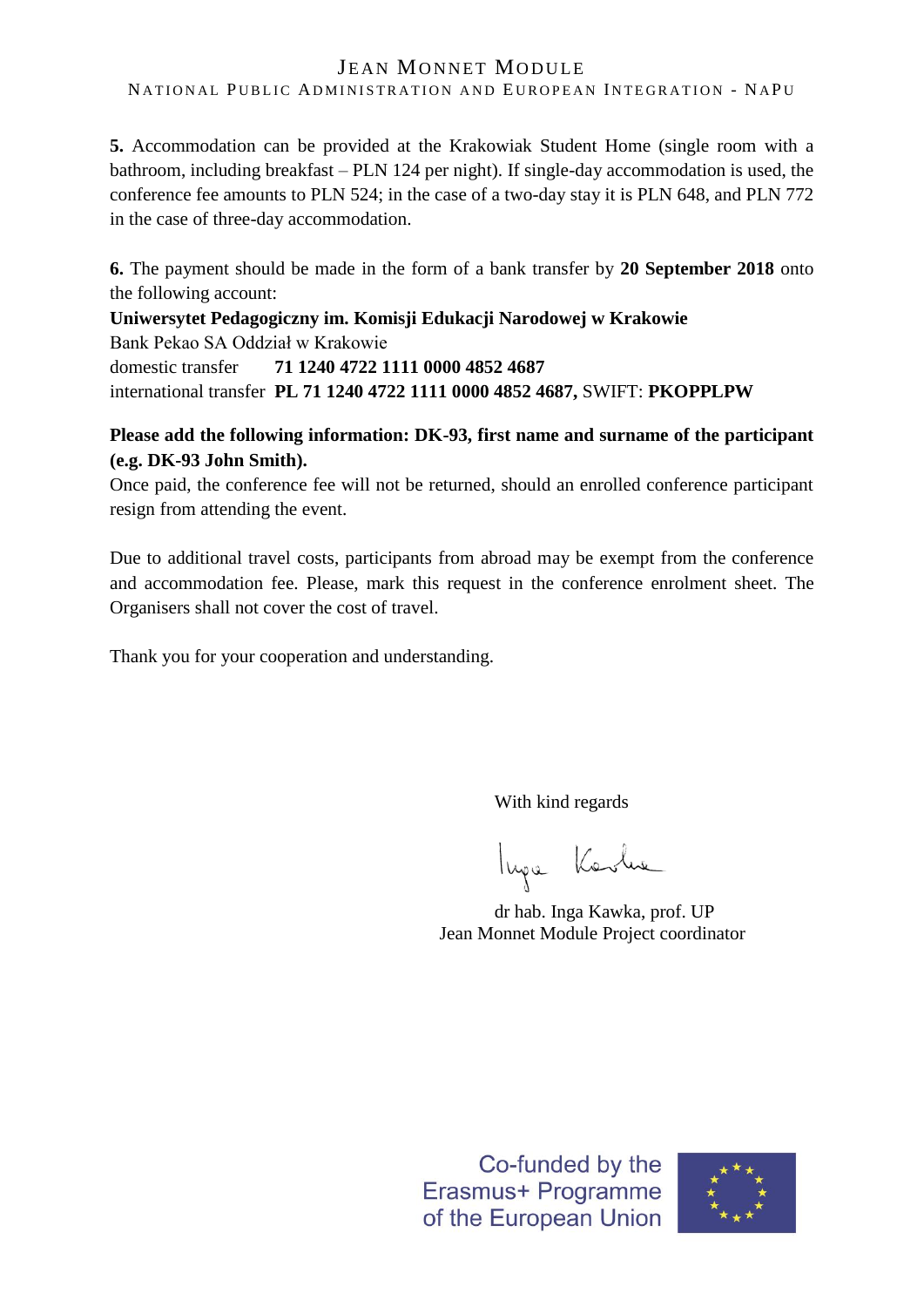**5.** Accommodation can be provided at the Krakowiak Student Home (single room with a bathroom, including breakfast – PLN 124 per night). If single-day accommodation is used, the conference fee amounts to PLN 524; in the case of a two-day stay it is PLN 648, and PLN 772 in the case of three-day accommodation.

**6.** The payment should be made in the form of a bank transfer by **20 September 2018** onto the following account:

**Uniwersytet Pedagogiczny im. Komisji Edukacji Narodowej w Krakowie**
Bank Pekao SA Oddział w Krakowie
domestic transfer **71 1240 4722 1111 0000 4852 4687**
international transfer **PL 71 1240 4722 1111 0000 4852 4687,** SWIFT: **PKOPPLPW**

**Please add the following information: DK-93, first name and surname of the participant (e.g. DK-93 John Smith).**

Once paid, the conference fee will not be returned, should an enrolled conference participant resign from attending the event.

Due to additional travel costs, participants from abroad may be exempt from the conference and accommodation fee. Please, mark this request in the conference enrolment sheet. The Organisers shall not cover the cost of travel.

Thank you for your cooperation and understanding.

With kind regards

dr hab. Inga Kawka, prof. UP
Jean Monnet Module Project coordinator

Co-funded by the Erasmus+ Programme of the European Union